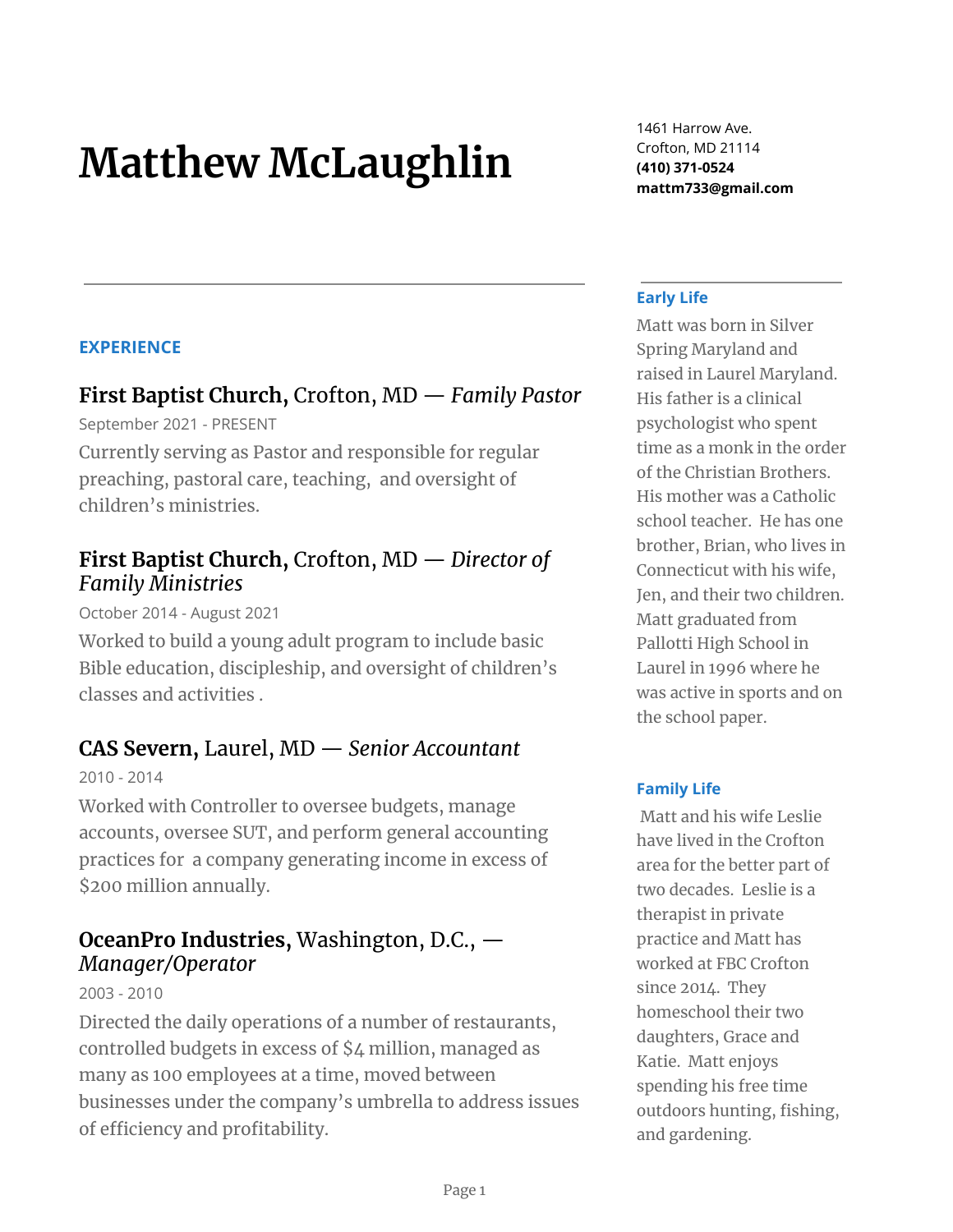# Matthew McLaughlin

1461 Harrow Ave.
Crofton, MD 21114
**(410) 371-0524**
**mattm733@gmail.com**

## EXPERIENCE

### **First Baptist Church,** Crofton, MD — *Family Pastor*

September 2021 - PRESENT

Currently serving as Pastor and responsible for regular preaching, pastoral care, teaching, and oversight of children's ministries.

### **First Baptist Church,** Crofton, MD — *Director of Family Ministries*

October 2014 - August 2021

Worked to build a young adult program to include basic Bible education, discipleship, and oversight of children's classes and activities .

### **CAS Severn,** Laurel, MD — *Senior Accountant*

2010 - 2014

Worked with Controller to oversee budgets, manage accounts, oversee SUT, and perform general accounting practices for a company generating income in excess of $200 million annually.

### **OceanPro Industries,** Washington, D.C., — *Manager/Operator*

2003 - 2010

Directed the daily operations of a number of restaurants, controlled budgets in excess of $4 million, managed as many as 100 employees at a time, moved between businesses under the company's umbrella to address issues of efficiency and profitability.

## Early Life

Matt was born in Silver Spring Maryland and raised in Laurel Maryland. His father is a clinical psychologist who spent time as a monk in the order of the Christian Brothers. His mother was a Catholic school teacher. He has one brother, Brian, who lives in Connecticut with his wife, Jen, and their two children. Matt graduated from Pallotti High School in Laurel in 1996 where he was active in sports and on the school paper.

## Family Life

Matt and his wife Leslie have lived in the Crofton area for the better part of two decades. Leslie is a therapist in private practice and Matt has worked at FBC Crofton since 2014. They homeschool their two daughters, Grace and Katie. Matt enjoys spending his free time outdoors hunting, fishing, and gardening.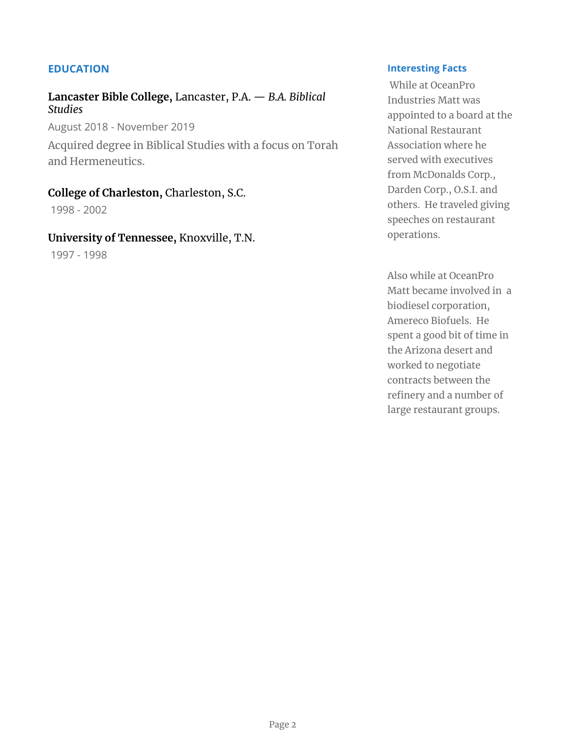## EDUCATION

**Lancaster Bible College,** Lancaster, P.A. — *B.A. Biblical Studies*

August 2018 - November 2019

Acquired degree in Biblical Studies with a focus on Torah and Hermeneutics.

**College of Charleston,** Charleston, S.C.

1998 - 2002

**University of Tennessee,** Knoxville, T.N.

1997 - 1998

## Interesting Facts

While at OceanPro Industries Matt was appointed to a board at the National Restaurant Association where he served with executives from McDonalds Corp., Darden Corp., O.S.I. and others. He traveled giving speeches on restaurant operations.

Also while at OceanPro Matt became involved in a biodiesel corporation, Amereco Biofuels. He spent a good bit of time in the Arizona desert and worked to negotiate contracts between the refinery and a number of large restaurant groups.